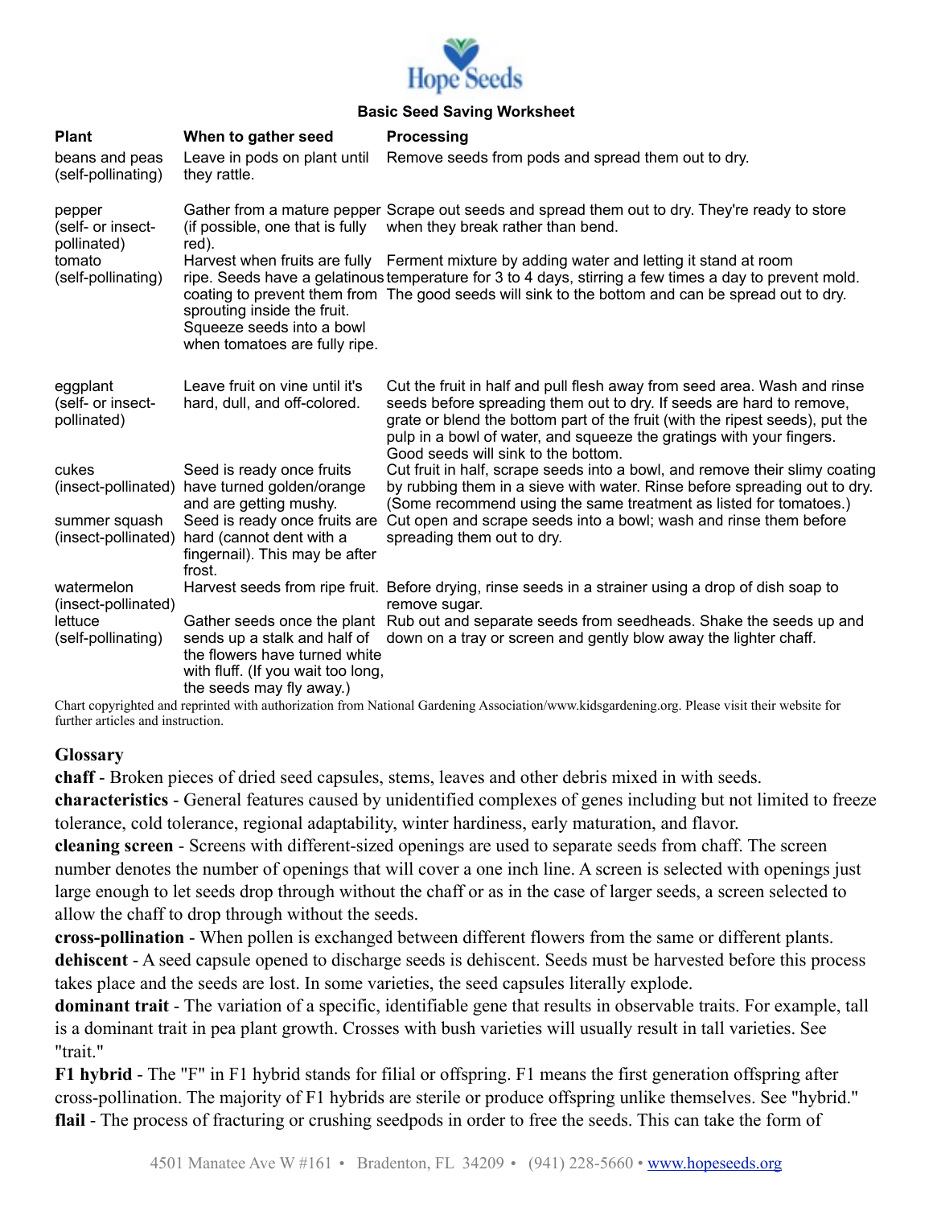Hope Seeds

## Basic Seed Saving Worksheet

| Plant | When to gather seed | Processing |
|---|---|---|
| beans and peas (self-pollinating) | Leave in pods on plant until they rattle. | Remove seeds from pods and spread them out to dry. |
| pepper (self- or insect-pollinated) | Gather from a mature pepper (if possible, one that is fully red). | Scrape out seeds and spread them out to dry. They're ready to store when they break rather than bend. |
| tomato (self-pollinating) | Harvest when fruits are fully ripe. Seeds have a gelatinous coating to prevent them from sprouting inside the fruit. Squeeze seeds into a bowl when tomatoes are fully ripe. | Ferment mixture by adding water and letting it stand at room temperature for 3 to 4 days, stirring a few times a day to prevent mold. The good seeds will sink to the bottom and can be spread out to dry. |
| eggplant (self- or insect-pollinated) | Leave fruit on vine until it's hard, dull, and off-colored. | Cut the fruit in half and pull flesh away from seed area. Wash and rinse seeds before spreading them out to dry. If seeds are hard to remove, grate or blend the bottom part of the fruit (with the ripest seeds), put the pulp in a bowl of water, and squeeze the gratings with your fingers. Good seeds will sink to the bottom. |
| cukes (insect-pollinated) | Seed is ready once fruits have turned golden/orange and are getting mushy. | Cut fruit in half, scrape seeds into a bowl, and remove their slimy coating by rubbing them in a sieve with water. Rinse before spreading out to dry. (Some recommend using the same treatment as listed for tomatoes.) |
| summer squash (insect-pollinated) | Seed is ready once fruits are hard (cannot dent with a fingernail). This may be after frost. | Cut open and scrape seeds into a bowl; wash and rinse them before spreading them out to dry. |
| watermelon (insect-pollinated) | Harvest seeds from ripe fruit. | Before drying, rinse seeds in a strainer using a drop of dish soap to remove sugar. |
| lettuce (self-pollinating) | Gather seeds once the plant sends up a stalk and half of the flowers have turned white with fluff. (If you wait too long, the seeds may fly away.) | Rub out and separate seeds from seedheads. Shake the seeds up and down on a tray or screen and gently blow away the lighter chaff. |

Chart copyrighted and reprinted with authorization from National Gardening Association/www.kidsgardening.org. Please visit their website for further articles and instruction.

## Glossary

**chaff** - Broken pieces of dried seed capsules, stems, leaves and other debris mixed in with seeds.

**characteristics** - General features caused by unidentified complexes of genes including but not limited to freeze tolerance, cold tolerance, regional adaptability, winter hardiness, early maturation, and flavor.

**cleaning screen** - Screens with different-sized openings are used to separate seeds from chaff. The screen number denotes the number of openings that will cover a one inch line. A screen is selected with openings just large enough to let seeds drop through without the chaff or as in the case of larger seeds, a screen selected to allow the chaff to drop through without the seeds.

**cross-pollination** - When pollen is exchanged between different flowers from the same or different plants.

**dehiscent** - A seed capsule opened to discharge seeds is dehiscent. Seeds must be harvested before this process takes place and the seeds are lost. In some varieties, the seed capsules literally explode.

**dominant trait** - The variation of a specific, identifiable gene that results in observable traits. For example, tall is a dominant trait in pea plant growth. Crosses with bush varieties will usually result in tall varieties. See "trait."

**F1 hybrid** - The "F" in F1 hybrid stands for filial or offspring. F1 means the first generation offspring after cross-pollination. The majority of F1 hybrids are sterile or produce offspring unlike themselves. See "hybrid."

**flail** - The process of fracturing or crushing seedpods in order to free the seeds. This can take the form of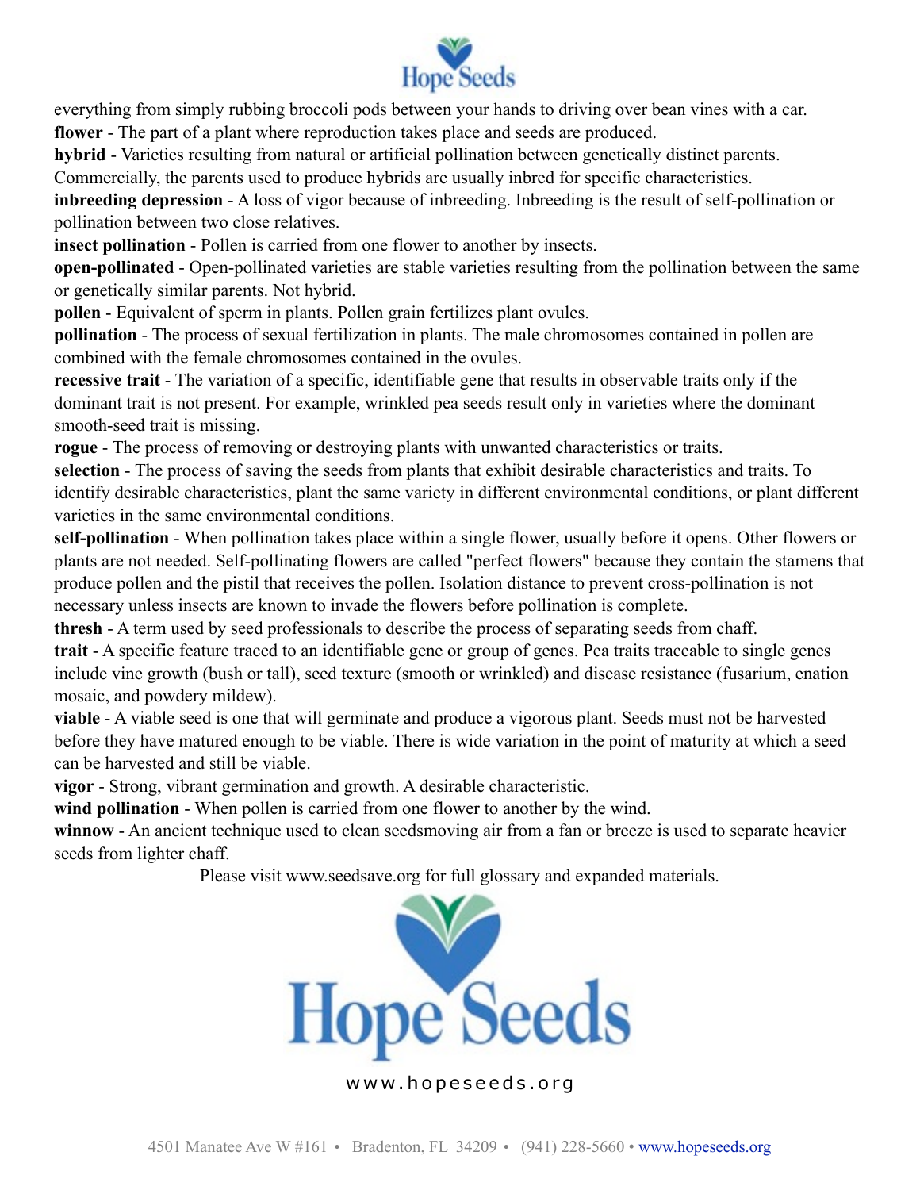everything from simply rubbing broccoli pods between your hands to driving over bean vines with a car.

**flower** - The part of a plant where reproduction takes place and seeds are produced.

**hybrid** - Varieties resulting from natural or artificial pollination between genetically distinct parents. Commercially, the parents used to produce hybrids are usually inbred for specific characteristics.

**inbreeding depression** - A loss of vigor because of inbreeding. Inbreeding is the result of self-pollination or pollination between two close relatives.

**insect pollination** - Pollen is carried from one flower to another by insects.

**open-pollinated** - Open-pollinated varieties are stable varieties resulting from the pollination between the same or genetically similar parents. Not hybrid.

**pollen** - Equivalent of sperm in plants. Pollen grain fertilizes plant ovules.

**pollination** - The process of sexual fertilization in plants. The male chromosomes contained in pollen are combined with the female chromosomes contained in the ovules.

**recessive trait** - The variation of a specific, identifiable gene that results in observable traits only if the dominant trait is not present. For example, wrinkled pea seeds result only in varieties where the dominant smooth-seed trait is missing.

**rogue** - The process of removing or destroying plants with unwanted characteristics or traits.

**selection** - The process of saving the seeds from plants that exhibit desirable characteristics and traits. To identify desirable characteristics, plant the same variety in different environmental conditions, or plant different varieties in the same environmental conditions.

**self-pollination** - When pollination takes place within a single flower, usually before it opens. Other flowers or plants are not needed. Self-pollinating flowers are called "perfect flowers" because they contain the stamens that produce pollen and the pistil that receives the pollen. Isolation distance to prevent cross-pollination is not necessary unless insects are known to invade the flowers before pollination is complete.

**thresh** - A term used by seed professionals to describe the process of separating seeds from chaff.

**trait** - A specific feature traced to an identifiable gene or group of genes. Pea traits traceable to single genes include vine growth (bush or tall), seed texture (smooth or wrinkled) and disease resistance (fusarium, enation mosaic, and powdery mildew).

**viable** - A viable seed is one that will germinate and produce a vigorous plant. Seeds must not be harvested before they have matured enough to be viable. There is wide variation in the point of maturity at which a seed can be harvested and still be viable.

**vigor** - Strong, vibrant germination and growth. A desirable characteristic.

**wind pollination** - When pollen is carried from one flower to another by the wind.

**winnow** - An ancient technique used to clean seedsmoving air from a fan or breeze is used to separate heavier seeds from lighter chaff.

Please visit www.seedsave.org for full glossary and expanded materials.

Hope Seeds

www.hopeseeds.org

4501 Manatee Ave W #161 • Bradenton, FL 34209 • (941) 228-5660 • www.hopeseeds.org